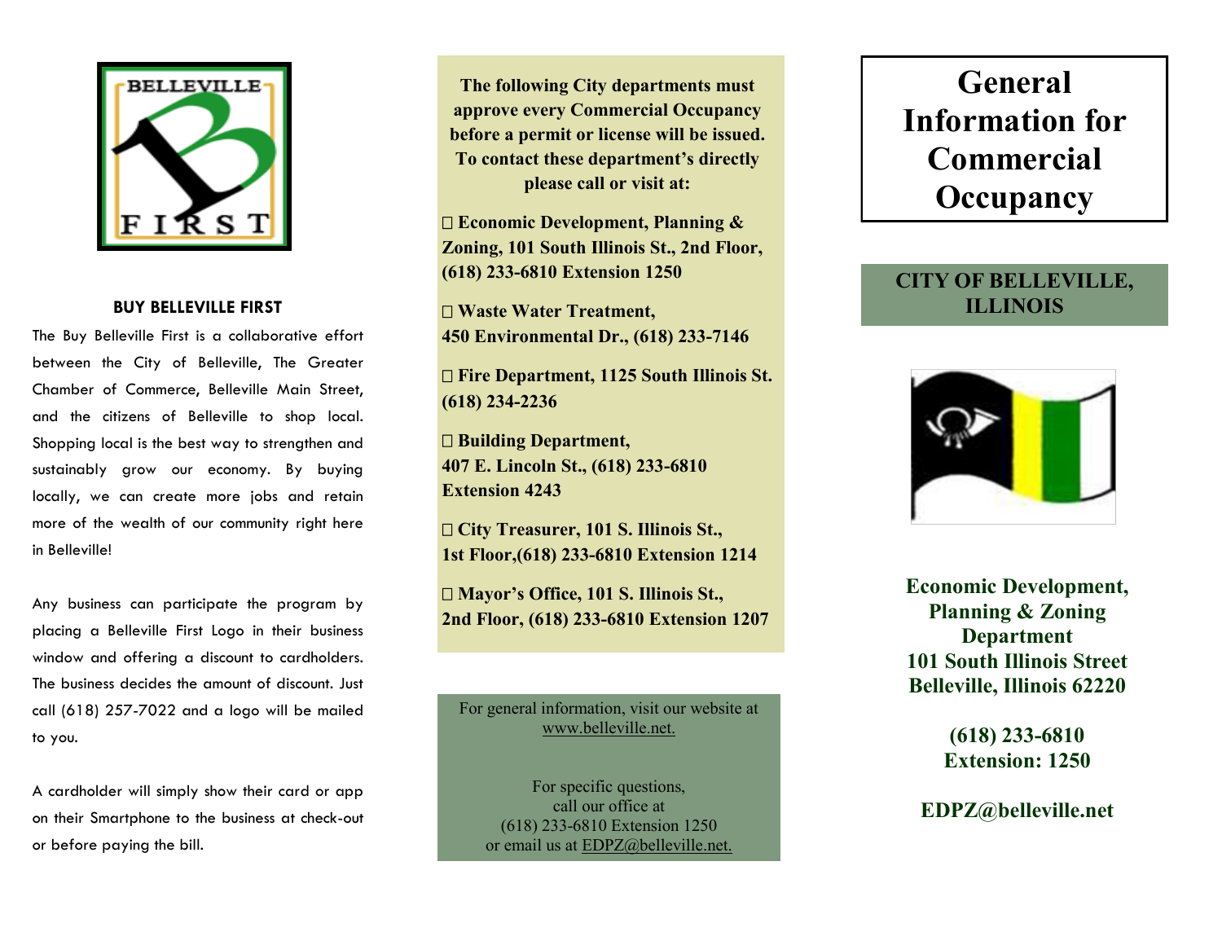## BUY BELLEVILLE FIRST

The Buy Belleville First is a collaborative effort between the City of Belleville, The Greater Chamber of Commerce, Belleville Main Street, and the citizens of Belleville to shop local. Shopping local is the best way to strengthen and sustainably grow our economy. By buying locally, we can create more jobs and retain more of the wealth of our community right here in Belleville!

Any business can participate the program by placing a Belleville First Logo in their business window and offering a discount to cardholders. The business decides the amount of discount. Just call (618) 257-7022 and a logo will be mailed to you.

A cardholder will simply show their card or app on their Smartphone to the business at check-out or before paying the bill.

**The following City departments must approve every Commercial Occupancy before a permit or license will be issued. To contact these department's directly please call or visit at:**

- **Economic Development, Planning & Zoning, 101 South Illinois St., 2nd Floor, (618) 233-6810 Extension 1250**
- **Waste Water Treatment, 450 Environmental Dr., (618) 233-7146**
- **Fire Department, 1125 South Illinois St. (618) 234-2236**
- **Building Department, 407 E. Lincoln St., (618) 233-6810 Extension 4243**
- **City Treasurer, 101 S. Illinois St., 1st Floor,(618) 233-6810 Extension 1214**
- **Mayor's Office, 101 S. Illinois St., 2nd Floor, (618) 233-6810 Extension 1207**

For general information, visit our website at www.belleville.net.

For specific questions, call our office at (618) 233-6810 Extension 1250 or email us at EDPZ@belleville.net.

# General Information for Commercial Occupancy

## CITY OF BELLEVILLE, ILLINOIS

**Economic Development, Planning & Zoning Department**
**101 South Illinois Street**
**Belleville, Illinois 62220**

**(618) 233-6810**
**Extension: 1250**

**EDPZ@belleville.net**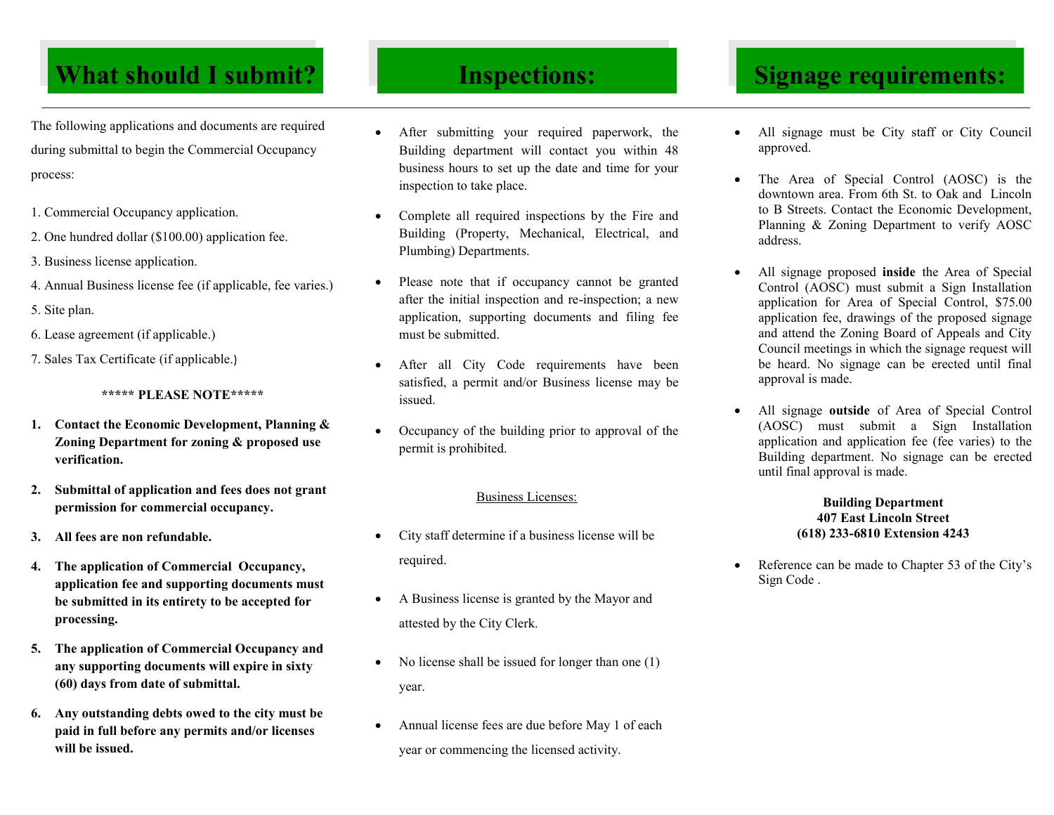## What should I submit?

The following applications and documents are required during submittal to begin the Commercial Occupancy process:

1. Commercial Occupancy application.
2. One hundred dollar ($100.00) application fee.
3. Business license application.
4. Annual Business license fee (if applicable, fee varies.)
5. Site plan.
6. Lease agreement (if applicable.)
7. Sales Tax Certificate (if applicable.)

**\*\*\*\*\* PLEASE NOTE\*\*\*\*\***

1. **Contact the Economic Development, Planning & Zoning Department for zoning & proposed use verification.**
2. **Submittal of application and fees does not grant permission for commercial occupancy.**
3. **All fees are non refundable.**
4. **The application of Commercial Occupancy, application fee and supporting documents must be submitted in its entirety to be accepted for processing.**
5. **The application of Commercial Occupancy and any supporting documents will expire in sixty (60) days from date of submittal.**
6. **Any outstanding debts owed to the city must be paid in full before any permits and/or licenses will be issued.**

## Inspections:

- After submitting your required paperwork, the Building department will contact you within 48 business hours to set up the date and time for your inspection to take place.
- Complete all required inspections by the Fire and Building (Property, Mechanical, Electrical, and Plumbing) Departments.
- Please note that if occupancy cannot be granted after the initial inspection and re-inspection; a new application, supporting documents and filing fee must be submitted.
- After all City Code requirements have been satisfied, a permit and/or Business license may be issued.
- Occupancy of the building prior to approval of the permit is prohibited.

Business Licenses:

- City staff determine if a business license will be required.
- A Business license is granted by the Mayor and attested by the City Clerk.
- No license shall be issued for longer than one (1) year.
- Annual license fees are due before May 1 of each year or commencing the licensed activity.

## Signage requirements:

- All signage must be City staff or City Council approved.
- The Area of Special Control (AOSC) is the downtown area. From 6th St. to Oak and Lincoln to B Streets. Contact the Economic Development, Planning & Zoning Department to verify AOSC address.
- All signage proposed **inside** the Area of Special Control (AOSC) must submit a Sign Installation application for Area of Special Control, $75.00 application fee, drawings of the proposed signage and attend the Zoning Board of Appeals and City Council meetings in which the signage request will be heard. No signage can be erected until final approval is made.
- All signage **outside** of Area of Special Control (AOSC) must submit a Sign Installation application and application fee (fee varies) to the Building department. No signage can be erected until final approval is made.

**Building Department**
**407 East Lincoln Street**
**(618) 233-6810 Extension 4243**

- Reference can be made to Chapter 53 of the City's Sign Code .